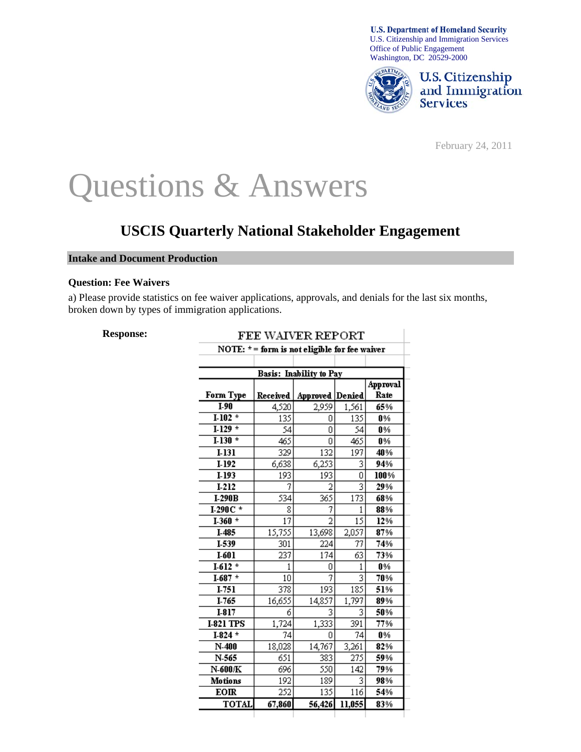U.S. Department of Homeland Security
U.S. Citizenship and Immigration Services
Office of Public Engagement
Washington, DC 20529-2000

U.S. Citizenship and Immigration Services

February 24, 2011

# Questions & Answers

## USCIS Quarterly National Stakeholder Engagement

### Intake and Document Production

**Question: Fee Waivers**

a) Please provide statistics on fee waiver applications, approvals, and denials for the last six months, broken down by types of immigration applications.

**Response:**

FEE WAIVER REPORT

NOTE: * = form is not eligible for fee waiver

| Basis: Inability to Pay | | | | |
|---|---|---|---|---|
| **Form Type** | **Received** | **Approved** | **Denied** | **Approval Rate** |
| **I-90** | 4,520 | 2,959 | 1,561 | **65%** |
| **I-102 *** | 135 | 0 | 135 | **0%** |
| **I-129 *** | 54 | 0 | 54 | **0%** |
| **I-130 *** | 465 | 0 | 465 | **0%** |
| **I-131** | 329 | 132 | 197 | **40%** |
| **I-192** | 6,638 | 6,253 | 3 | **94%** |
| **I-193** | 193 | 193 | 0 | **100%** |
| **I-212** | 7 | 2 | 3 | **29%** |
| **I-290B** | 534 | 365 | 173 | **68%** |
| **I-290C *** | 8 | 7 | 1 | **88%** |
| **I-360 *** | 17 | 2 | 15 | **12%** |
| **I-485** | 15,755 | 13,698 | 2,057 | **87%** |
| **I-539** | 301 | 224 | 77 | **74%** |
| **I-601** | 237 | 174 | 63 | **73%** |
| **I-612 *** | 1 | 0 | 1 | **0%** |
| **I-687 *** | 10 | 7 | 3 | **70%** |
| **I-751** | 378 | 193 | 185 | **51%** |
| **I-765** | 16,655 | 14,857 | 1,797 | **89%** |
| **I-817** | 6 | 3 | 3 | **50%** |
| **I-821 TPS** | 1,724 | 1,333 | 391 | **77%** |
| **I-824 *** | 74 | 0 | 74 | **0%** |
| **N-400** | 18,028 | 14,767 | 3,261 | **82%** |
| **N-565** | 651 | 383 | 275 | **59%** |
| **N-600/K** | 696 | 550 | 142 | **79%** |
| **Motions** | 192 | 189 | 3 | **98%** |
| **EOIR** | 252 | 135 | 116 | **54%** |
| **TOTAL** | **67,860** | **56,426** | **11,055** | **83%** |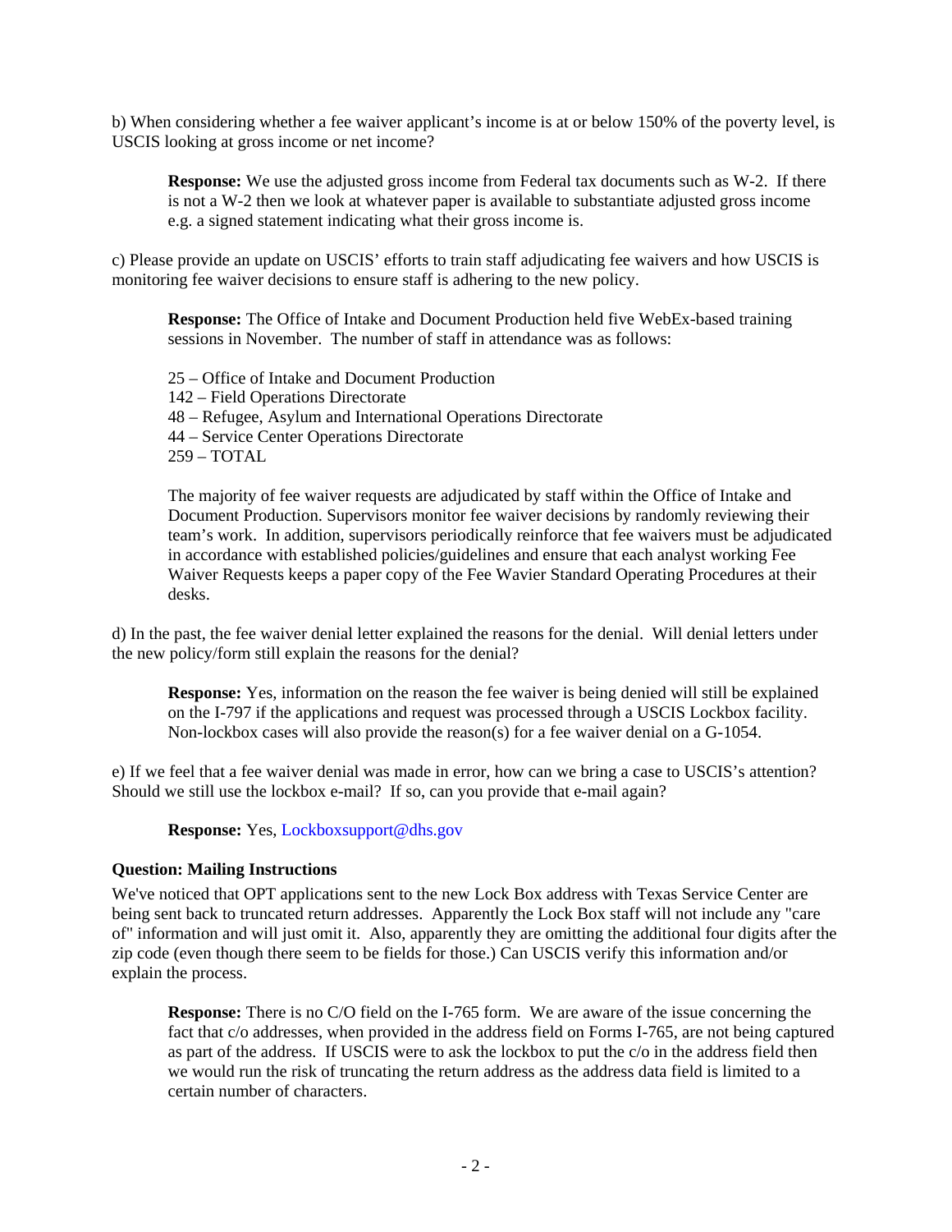b) When considering whether a fee waiver applicant's income is at or below 150% of the poverty level, is USCIS looking at gross income or net income?

> **Response:** We use the adjusted gross income from Federal tax documents such as W-2. If there is not a W-2 then we look at whatever paper is available to substantiate adjusted gross income e.g. a signed statement indicating what their gross income is.

c) Please provide an update on USCIS' efforts to train staff adjudicating fee waivers and how USCIS is monitoring fee waiver decisions to ensure staff is adhering to the new policy.

> **Response:** The Office of Intake and Document Production held five WebEx-based training sessions in November. The number of staff in attendance was as follows:
>
> 25 – Office of Intake and Document Production
> 142 – Field Operations Directorate
> 48 – Refugee, Asylum and International Operations Directorate
> 44 – Service Center Operations Directorate
> 259 – TOTAL
>
> The majority of fee waiver requests are adjudicated by staff within the Office of Intake and Document Production. Supervisors monitor fee waiver decisions by randomly reviewing their team's work. In addition, supervisors periodically reinforce that fee waivers must be adjudicated in accordance with established policies/guidelines and ensure that each analyst working Fee Waiver Requests keeps a paper copy of the Fee Wavier Standard Operating Procedures at their desks.

d) In the past, the fee waiver denial letter explained the reasons for the denial. Will denial letters under the new policy/form still explain the reasons for the denial?

> **Response:** Yes, information on the reason the fee waiver is being denied will still be explained on the I-797 if the applications and request was processed through a USCIS Lockbox facility. Non-lockbox cases will also provide the reason(s) for a fee waiver denial on a G-1054.

e) If we feel that a fee waiver denial was made in error, how can we bring a case to USCIS's attention? Should we still use the lockbox e-mail? If so, can you provide that e-mail again?

> **Response:** Yes, Lockboxsupport@dhs.gov

**Question: Mailing Instructions**

We've noticed that OPT applications sent to the new Lock Box address with Texas Service Center are being sent back to truncated return addresses. Apparently the Lock Box staff will not include any "care of" information and will just omit it. Also, apparently they are omitting the additional four digits after the zip code (even though there seem to be fields for those.) Can USCIS verify this information and/or explain the process.

> **Response:** There is no C/O field on the I-765 form. We are aware of the issue concerning the fact that c/o addresses, when provided in the address field on Forms I-765, are not being captured as part of the address. If USCIS were to ask the lockbox to put the c/o in the address field then we would run the risk of truncating the return address as the address data field is limited to a certain number of characters.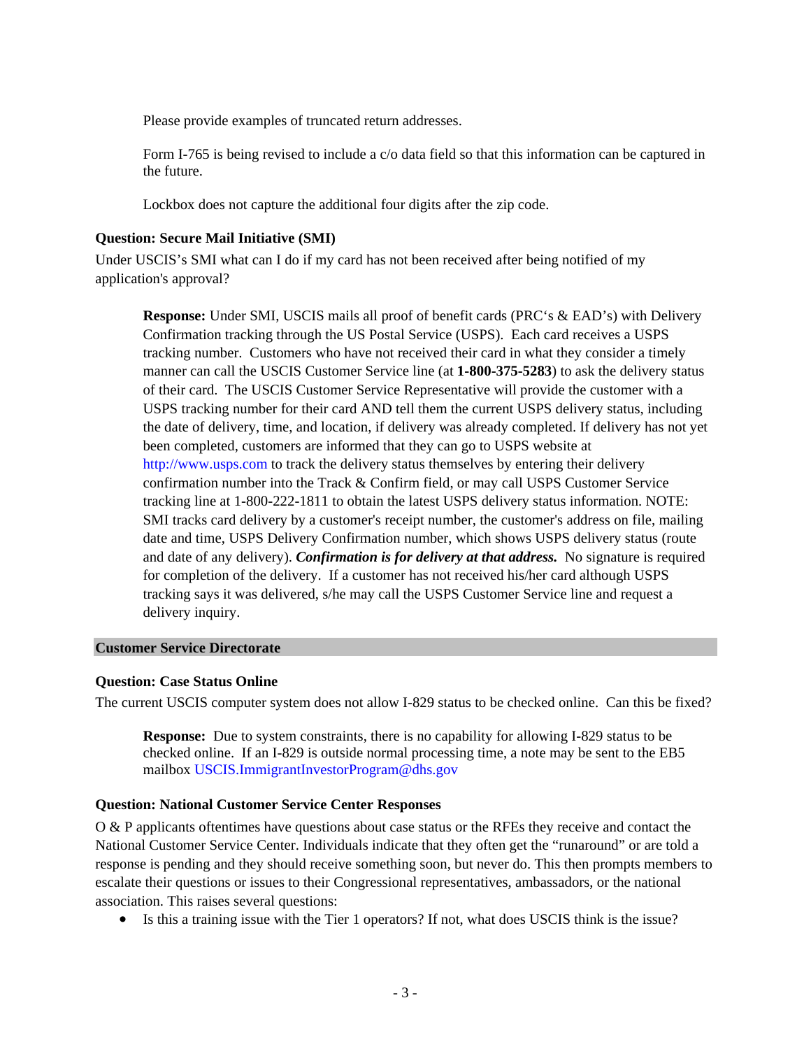Please provide examples of truncated return addresses.

Form I-765 is being revised to include a c/o data field so that this information can be captured in the future.

Lockbox does not capture the additional four digits after the zip code.

**Question: Secure Mail Initiative (SMI)**

Under USCIS's SMI what can I do if my card has not been received after being notified of my application's approval?

**Response:** Under SMI, USCIS mails all proof of benefit cards (PRC's & EAD's) with Delivery Confirmation tracking through the US Postal Service (USPS). Each card receives a USPS tracking number. Customers who have not received their card in what they consider a timely manner can call the USCIS Customer Service line (at **1-800-375-5283**) to ask the delivery status of their card. The USCIS Customer Service Representative will provide the customer with a USPS tracking number for their card AND tell them the current USPS delivery status, including the date of delivery, time, and location, if delivery was already completed. If delivery has not yet been completed, customers are informed that they can go to USPS website at http://www.usps.com to track the delivery status themselves by entering their delivery confirmation number into the Track & Confirm field, or may call USPS Customer Service tracking line at 1-800-222-1811 to obtain the latest USPS delivery status information. NOTE: SMI tracks card delivery by a customer's receipt number, the customer's address on file, mailing date and time, USPS Delivery Confirmation number, which shows USPS delivery status (route and date of any delivery). ***Confirmation is for delivery at that address.*** No signature is required for completion of the delivery. If a customer has not received his/her card although USPS tracking says it was delivered, s/he may call the USPS Customer Service line and request a delivery inquiry.

## Customer Service Directorate

**Question: Case Status Online**

The current USCIS computer system does not allow I-829 status to be checked online. Can this be fixed?

**Response:** Due to system constraints, there is no capability for allowing I-829 status to be checked online. If an I-829 is outside normal processing time, a note may be sent to the EB5 mailbox USCIS.ImmigrantInvestorProgram@dhs.gov

**Question: National Customer Service Center Responses**

O & P applicants oftentimes have questions about case status or the RFEs they receive and contact the National Customer Service Center. Individuals indicate that they often get the "runaround" or are told a response is pending and they should receive something soon, but never do. This then prompts members to escalate their questions or issues to their Congressional representatives, ambassadors, or the national association. This raises several questions:

- Is this a training issue with the Tier 1 operators? If not, what does USCIS think is the issue?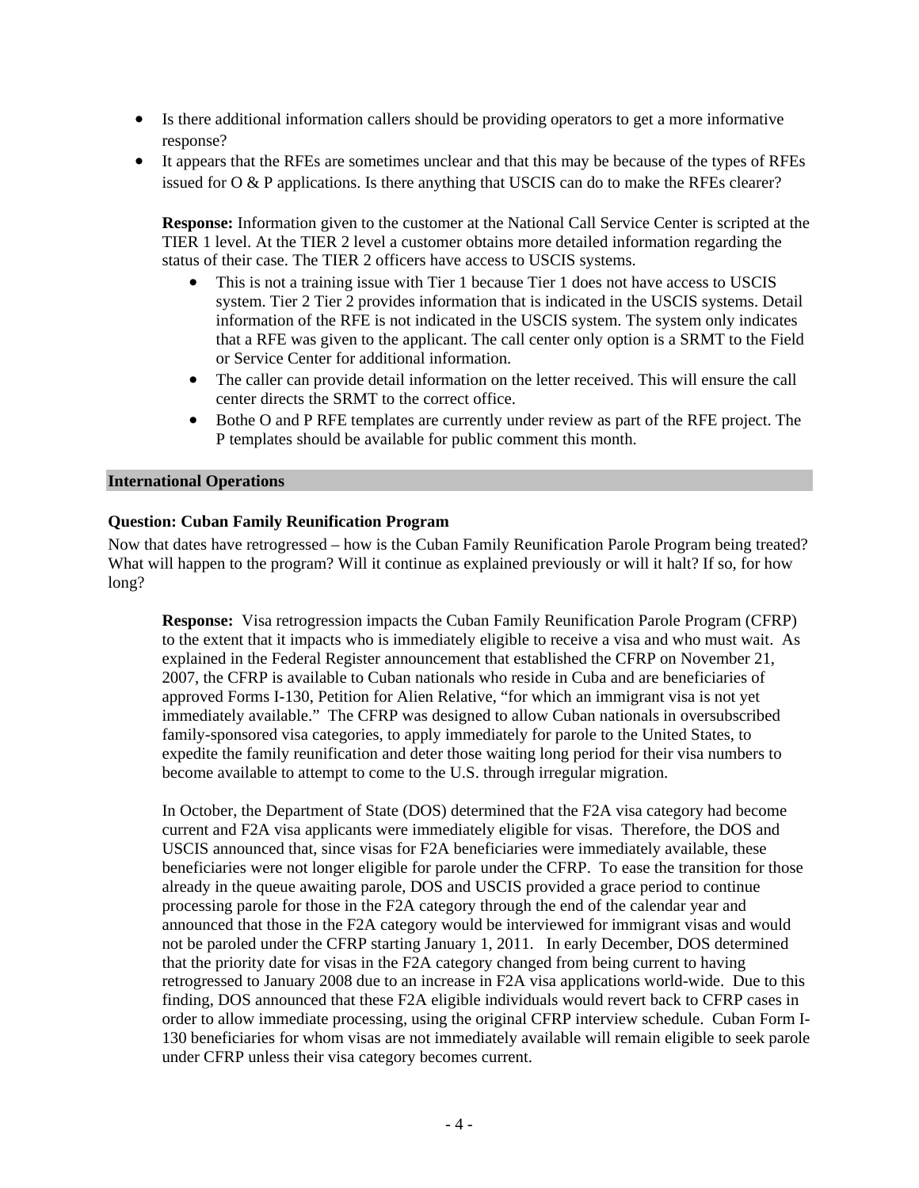- Is there additional information callers should be providing operators to get a more informative response?
- It appears that the RFEs are sometimes unclear and that this may be because of the types of RFEs issued for O & P applications. Is there anything that USCIS can do to make the RFEs clearer?

  **Response:** Information given to the customer at the National Call Service Center is scripted at the TIER 1 level. At the TIER 2 level a customer obtains more detailed information regarding the status of their case. The TIER 2 officers have access to USCIS systems.

  - This is not a training issue with Tier 1 because Tier 1 does not have access to USCIS system. Tier 2 Tier 2 provides information that is indicated in the USCIS systems. Detail information of the RFE is not indicated in the USCIS system. The system only indicates that a RFE was given to the applicant. The call center only option is a SRMT to the Field or Service Center for additional information.
  - The caller can provide detail information on the letter received. This will ensure the call center directs the SRMT to the correct office.
  - Bothe O and P RFE templates are currently under review as part of the RFE project. The P templates should be available for public comment this month.

## International Operations

### Question: Cuban Family Reunification Program

Now that dates have retrogressed – how is the Cuban Family Reunification Parole Program being treated? What will happen to the program? Will it continue as explained previously or will it halt? If so, for how long?

**Response:** Visa retrogression impacts the Cuban Family Reunification Parole Program (CFRP) to the extent that it impacts who is immediately eligible to receive a visa and who must wait. As explained in the Federal Register announcement that established the CFRP on November 21, 2007, the CFRP is available to Cuban nationals who reside in Cuba and are beneficiaries of approved Forms I-130, Petition for Alien Relative, "for which an immigrant visa is not yet immediately available." The CFRP was designed to allow Cuban nationals in oversubscribed family-sponsored visa categories, to apply immediately for parole to the United States, to expedite the family reunification and deter those waiting long period for their visa numbers to become available to attempt to come to the U.S. through irregular migration.

In October, the Department of State (DOS) determined that the F2A visa category had become current and F2A visa applicants were immediately eligible for visas. Therefore, the DOS and USCIS announced that, since visas for F2A beneficiaries were immediately available, these beneficiaries were not longer eligible for parole under the CFRP. To ease the transition for those already in the queue awaiting parole, DOS and USCIS provided a grace period to continue processing parole for those in the F2A category through the end of the calendar year and announced that those in the F2A category would be interviewed for immigrant visas and would not be paroled under the CFRP starting January 1, 2011. In early December, DOS determined that the priority date for visas in the F2A category changed from being current to having retrogressed to January 2008 due to an increase in F2A visa applications world-wide. Due to this finding, DOS announced that these F2A eligible individuals would revert back to CFRP cases in order to allow immediate processing, using the original CFRP interview schedule. Cuban Form I-130 beneficiaries for whom visas are not immediately available will remain eligible to seek parole under CFRP unless their visa category becomes current.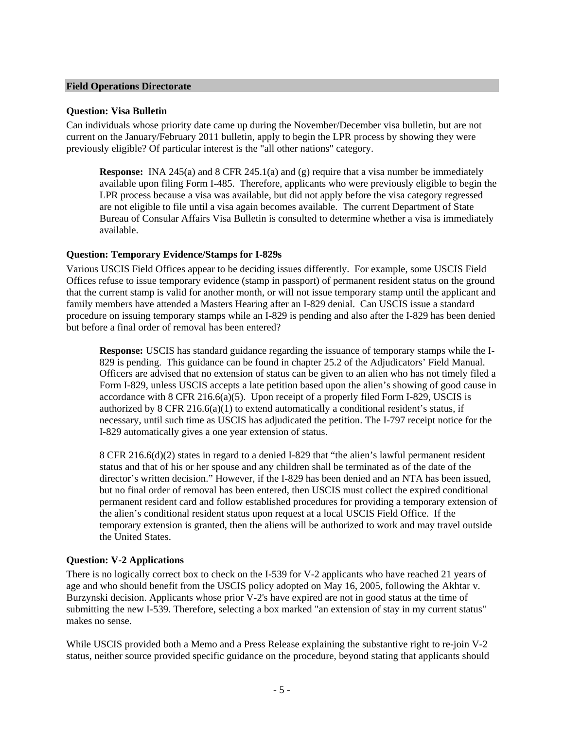## Field Operations Directorate

### Question: Visa Bulletin

Can individuals whose priority date came up during the November/December visa bulletin, but are not current on the January/February 2011 bulletin, apply to begin the LPR process by showing they were previously eligible? Of particular interest is the "all other nations" category.

> **Response:** INA 245(a) and 8 CFR 245.1(a) and (g) require that a visa number be immediately available upon filing Form I-485. Therefore, applicants who were previously eligible to begin the LPR process because a visa was available, but did not apply before the visa category regressed are not eligible to file until a visa again becomes available. The current Department of State Bureau of Consular Affairs Visa Bulletin is consulted to determine whether a visa is immediately available.

### Question: Temporary Evidence/Stamps for I-829s

Various USCIS Field Offices appear to be deciding issues differently. For example, some USCIS Field Offices refuse to issue temporary evidence (stamp in passport) of permanent resident status on the ground that the current stamp is valid for another month, or will not issue temporary stamp until the applicant and family members have attended a Masters Hearing after an I-829 denial. Can USCIS issue a standard procedure on issuing temporary stamps while an I-829 is pending and also after the I-829 has been denied but before a final order of removal has been entered?

> **Response:** USCIS has standard guidance regarding the issuance of temporary stamps while the I-829 is pending. This guidance can be found in chapter 25.2 of the Adjudicators' Field Manual. Officers are advised that no extension of status can be given to an alien who has not timely filed a Form I-829, unless USCIS accepts a late petition based upon the alien's showing of good cause in accordance with 8 CFR 216.6(a)(5). Upon receipt of a properly filed Form I-829, USCIS is authorized by 8 CFR 216.6(a)(1) to extend automatically a conditional resident's status, if necessary, until such time as USCIS has adjudicated the petition. The I-797 receipt notice for the I-829 automatically gives a one year extension of status.
>
> 8 CFR 216.6(d)(2) states in regard to a denied I-829 that "the alien's lawful permanent resident status and that of his or her spouse and any children shall be terminated as of the date of the director's written decision." However, if the I-829 has been denied and an NTA has been issued, but no final order of removal has been entered, then USCIS must collect the expired conditional permanent resident card and follow established procedures for providing a temporary extension of the alien's conditional resident status upon request at a local USCIS Field Office. If the temporary extension is granted, then the aliens will be authorized to work and may travel outside the United States.

### Question: V-2 Applications

There is no logically correct box to check on the I-539 for V-2 applicants who have reached 21 years of age and who should benefit from the USCIS policy adopted on May 16, 2005, following the Akhtar v. Burzynski decision. Applicants whose prior V-2's have expired are not in good status at the time of submitting the new I-539. Therefore, selecting a box marked "an extension of stay in my current status" makes no sense.

While USCIS provided both a Memo and a Press Release explaining the substantive right to re-join V-2 status, neither source provided specific guidance on the procedure, beyond stating that applicants should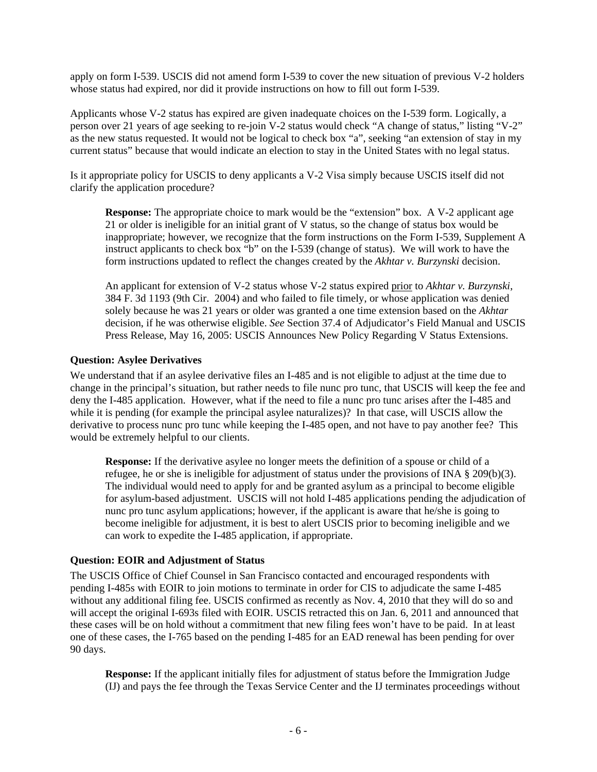apply on form I-539. USCIS did not amend form I-539 to cover the new situation of previous V-2 holders whose status had expired, nor did it provide instructions on how to fill out form I-539.

Applicants whose V-2 status has expired are given inadequate choices on the I-539 form. Logically, a person over 21 years of age seeking to re-join V-2 status would check "A change of status," listing "V-2" as the new status requested. It would not be logical to check box "a", seeking "an extension of stay in my current status" because that would indicate an election to stay in the United States with no legal status.

Is it appropriate policy for USCIS to deny applicants a V-2 Visa simply because USCIS itself did not clarify the application procedure?

> **Response:** The appropriate choice to mark would be the "extension" box. A V-2 applicant age 21 or older is ineligible for an initial grant of V status, so the change of status box would be inappropriate; however, we recognize that the form instructions on the Form I-539, Supplement A instruct applicants to check box "b" on the I-539 (change of status). We will work to have the form instructions updated to reflect the changes created by the *Akhtar v. Burzynski* decision.
>
> An applicant for extension of V-2 status whose V-2 status expired prior to *Akhtar v. Burzynski*, 384 F. 3d 1193 (9th Cir. 2004) and who failed to file timely, or whose application was denied solely because he was 21 years or older was granted a one time extension based on the *Akhtar* decision, if he was otherwise eligible. *See* Section 37.4 of Adjudicator's Field Manual and USCIS Press Release, May 16, 2005: USCIS Announces New Policy Regarding V Status Extensions.

**Question: Asylee Derivatives**

We understand that if an asylee derivative files an I-485 and is not eligible to adjust at the time due to change in the principal's situation, but rather needs to file nunc pro tunc, that USCIS will keep the fee and deny the I-485 application. However, what if the need to file a nunc pro tunc arises after the I-485 and while it is pending (for example the principal asylee naturalizes)? In that case, will USCIS allow the derivative to process nunc pro tunc while keeping the I-485 open, and not have to pay another fee? This would be extremely helpful to our clients.

> **Response:** If the derivative asylee no longer meets the definition of a spouse or child of a refugee, he or she is ineligible for adjustment of status under the provisions of INA § 209(b)(3). The individual would need to apply for and be granted asylum as a principal to become eligible for asylum-based adjustment. USCIS will not hold I-485 applications pending the adjudication of nunc pro tunc asylum applications; however, if the applicant is aware that he/she is going to become ineligible for adjustment, it is best to alert USCIS prior to becoming ineligible and we can work to expedite the I-485 application, if appropriate.

**Question: EOIR and Adjustment of Status**

The USCIS Office of Chief Counsel in San Francisco contacted and encouraged respondents with pending I-485s with EOIR to join motions to terminate in order for CIS to adjudicate the same I-485 without any additional filing fee. USCIS confirmed as recently as Nov. 4, 2010 that they will do so and will accept the original I-693s filed with EOIR. USCIS retracted this on Jan. 6, 2011 and announced that these cases will be on hold without a commitment that new filing fees won't have to be paid. In at least one of these cases, the I-765 based on the pending I-485 for an EAD renewal has been pending for over 90 days.

> **Response:** If the applicant initially files for adjustment of status before the Immigration Judge (IJ) and pays the fee through the Texas Service Center and the IJ terminates proceedings without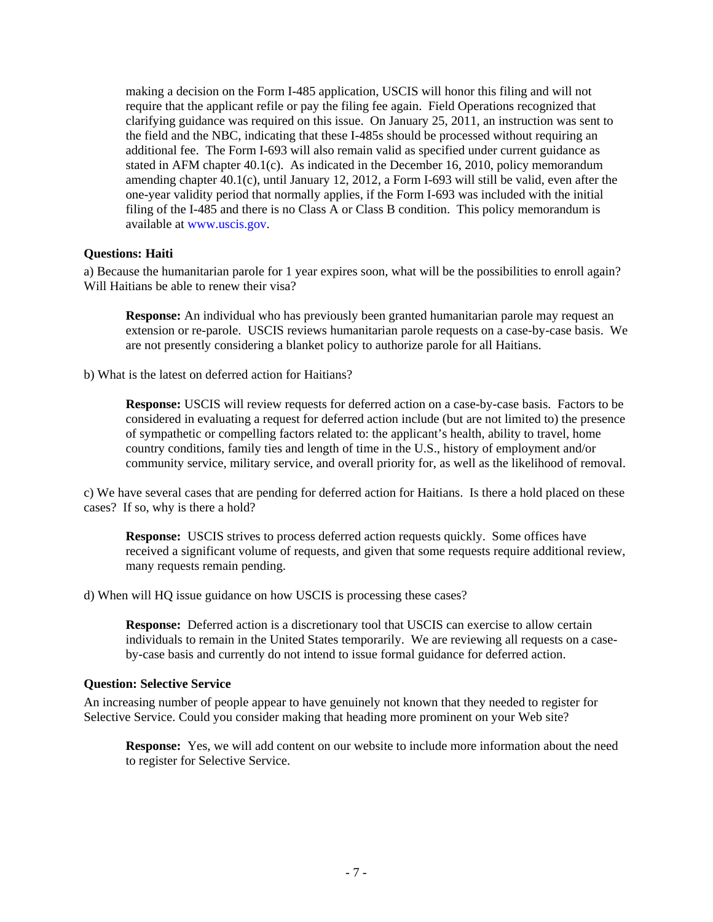making a decision on the Form I-485 application, USCIS will honor this filing and will not require that the applicant refile or pay the filing fee again. Field Operations recognized that clarifying guidance was required on this issue. On January 25, 2011, an instruction was sent to the field and the NBC, indicating that these I-485s should be processed without requiring an additional fee. The Form I-693 will also remain valid as specified under current guidance as stated in AFM chapter 40.1(c). As indicated in the December 16, 2010, policy memorandum amending chapter 40.1(c), until January 12, 2012, a Form I-693 will still be valid, even after the one-year validity period that normally applies, if the Form I-693 was included with the initial filing of the I-485 and there is no Class A or Class B condition. This policy memorandum is available at www.uscis.gov.

**Questions: Haiti**

a) Because the humanitarian parole for 1 year expires soon, what will be the possibilities to enroll again? Will Haitians be able to renew their visa?

> **Response:** An individual who has previously been granted humanitarian parole may request an extension or re-parole. USCIS reviews humanitarian parole requests on a case-by-case basis. We are not presently considering a blanket policy to authorize parole for all Haitians.

b) What is the latest on deferred action for Haitians?

> **Response:** USCIS will review requests for deferred action on a case-by-case basis. Factors to be considered in evaluating a request for deferred action include (but are not limited to) the presence of sympathetic or compelling factors related to: the applicant's health, ability to travel, home country conditions, family ties and length of time in the U.S., history of employment and/or community service, military service, and overall priority for, as well as the likelihood of removal.

c) We have several cases that are pending for deferred action for Haitians. Is there a hold placed on these cases? If so, why is there a hold?

> **Response:** USCIS strives to process deferred action requests quickly. Some offices have received a significant volume of requests, and given that some requests require additional review, many requests remain pending.

d) When will HQ issue guidance on how USCIS is processing these cases?

> **Response:** Deferred action is a discretionary tool that USCIS can exercise to allow certain individuals to remain in the United States temporarily. We are reviewing all requests on a case-by-case basis and currently do not intend to issue formal guidance for deferred action.

**Question: Selective Service**

An increasing number of people appear to have genuinely not known that they needed to register for Selective Service. Could you consider making that heading more prominent on your Web site?

> **Response:** Yes, we will add content on our website to include more information about the need to register for Selective Service.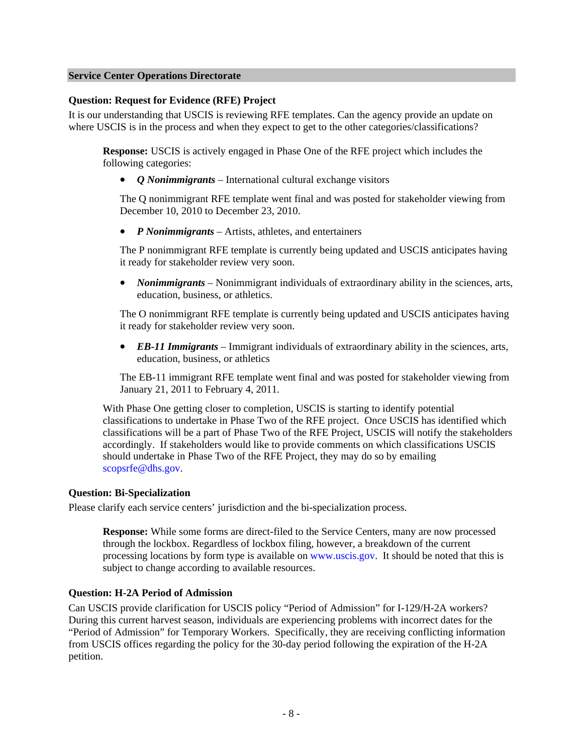## Service Center Operations Directorate

### Question: Request for Evidence (RFE) Project

It is our understanding that USCIS is reviewing RFE templates. Can the agency provide an update on where USCIS is in the process and when they expect to get to the other categories/classifications?

> **Response:** USCIS is actively engaged in Phase One of the RFE project which includes the following categories:
>
> - ***Q Nonimmigrants*** – International cultural exchange visitors
>
>   The Q nonimmigrant RFE template went final and was posted for stakeholder viewing from December 10, 2010 to December 23, 2010.
>
> - ***P Nonimmigrants*** – Artists, athletes, and entertainers
>
>   The P nonimmigrant RFE template is currently being updated and USCIS anticipates having it ready for stakeholder review very soon.
>
> - ***Nonimmigrants*** – Nonimmigrant individuals of extraordinary ability in the sciences, arts, education, business, or athletics.
>
>   The O nonimmigrant RFE template is currently being updated and USCIS anticipates having it ready for stakeholder review very soon.
>
> - ***EB-11 Immigrants*** – Immigrant individuals of extraordinary ability in the sciences, arts, education, business, or athletics
>
>   The EB-11 immigrant RFE template went final and was posted for stakeholder viewing from January 21, 2011 to February 4, 2011.
>
> With Phase One getting closer to completion, USCIS is starting to identify potential classifications to undertake in Phase Two of the RFE project. Once USCIS has identified which classifications will be a part of Phase Two of the RFE Project, USCIS will notify the stakeholders accordingly. If stakeholders would like to provide comments on which classifications USCIS should undertake in Phase Two of the RFE Project, they may do so by emailing scopsrfe@dhs.gov.

### Question: Bi-Specialization

Please clarify each service centers' jurisdiction and the bi-specialization process.

> **Response:** While some forms are direct-filed to the Service Centers, many are now processed through the lockbox. Regardless of lockbox filing, however, a breakdown of the current processing locations by form type is available on www.uscis.gov. It should be noted that this is subject to change according to available resources.

### Question: H-2A Period of Admission

Can USCIS provide clarification for USCIS policy "Period of Admission" for I-129/H-2A workers? During this current harvest season, individuals are experiencing problems with incorrect dates for the "Period of Admission" for Temporary Workers. Specifically, they are receiving conflicting information from USCIS offices regarding the policy for the 30-day period following the expiration of the H-2A petition.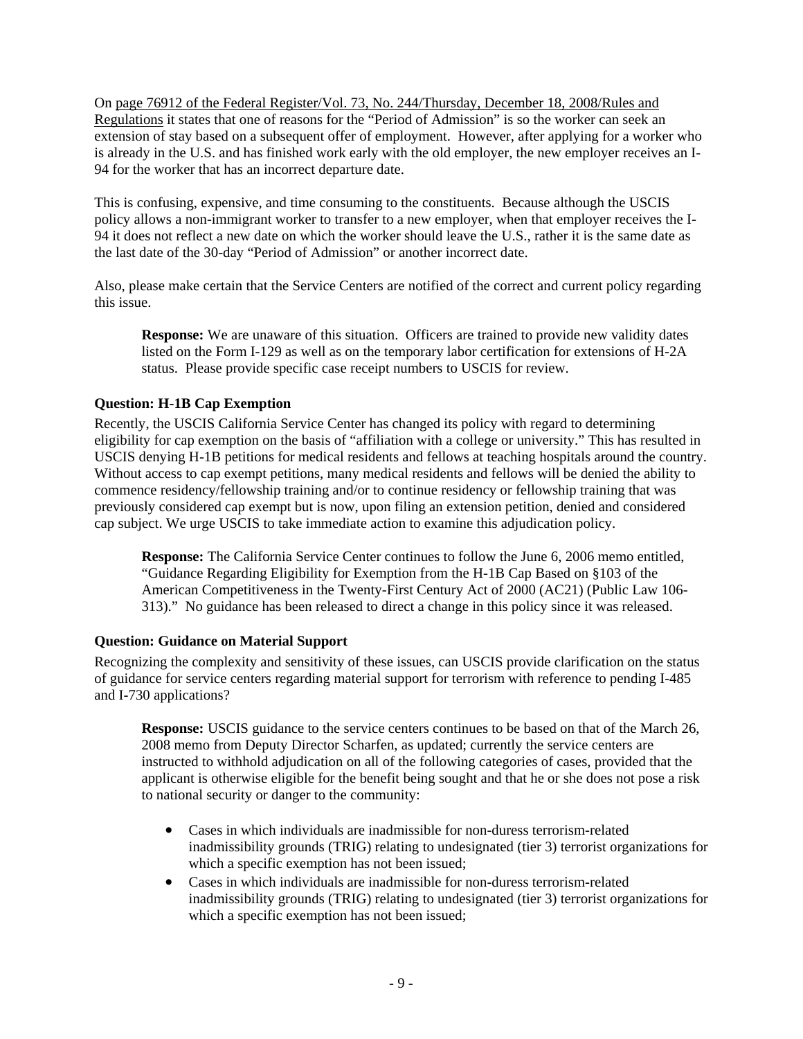On page 76912 of the Federal Register/Vol. 73, No. 244/Thursday, December 18, 2008/Rules and Regulations it states that one of reasons for the "Period of Admission" is so the worker can seek an extension of stay based on a subsequent offer of employment. However, after applying for a worker who is already in the U.S. and has finished work early with the old employer, the new employer receives an I-94 for the worker that has an incorrect departure date.

This is confusing, expensive, and time consuming to the constituents. Because although the USCIS policy allows a non-immigrant worker to transfer to a new employer, when that employer receives the I-94 it does not reflect a new date on which the worker should leave the U.S., rather it is the same date as the last date of the 30-day "Period of Admission" or another incorrect date.

Also, please make certain that the Service Centers are notified of the correct and current policy regarding this issue.

> **Response:** We are unaware of this situation. Officers are trained to provide new validity dates listed on the Form I-129 as well as on the temporary labor certification for extensions of H-2A status. Please provide specific case receipt numbers to USCIS for review.

**Question: H-1B Cap Exemption**

Recently, the USCIS California Service Center has changed its policy with regard to determining eligibility for cap exemption on the basis of "affiliation with a college or university." This has resulted in USCIS denying H-1B petitions for medical residents and fellows at teaching hospitals around the country. Without access to cap exempt petitions, many medical residents and fellows will be denied the ability to commence residency/fellowship training and/or to continue residency or fellowship training that was previously considered cap exempt but is now, upon filing an extension petition, denied and considered cap subject. We urge USCIS to take immediate action to examine this adjudication policy.

> **Response:** The California Service Center continues to follow the June 6, 2006 memo entitled, "Guidance Regarding Eligibility for Exemption from the H-1B Cap Based on §103 of the American Competitiveness in the Twenty-First Century Act of 2000 (AC21) (Public Law 106-313)." No guidance has been released to direct a change in this policy since it was released.

**Question: Guidance on Material Support**

Recognizing the complexity and sensitivity of these issues, can USCIS provide clarification on the status of guidance for service centers regarding material support for terrorism with reference to pending I-485 and I-730 applications?

> **Response:** USCIS guidance to the service centers continues to be based on that of the March 26, 2008 memo from Deputy Director Scharfen, as updated; currently the service centers are instructed to withhold adjudication on all of the following categories of cases, provided that the applicant is otherwise eligible for the benefit being sought and that he or she does not pose a risk to national security or danger to the community:
>
> - Cases in which individuals are inadmissible for non-duress terrorism-related inadmissibility grounds (TRIG) relating to undesignated (tier 3) terrorist organizations for which a specific exemption has not been issued;
> - Cases in which individuals are inadmissible for non-duress terrorism-related inadmissibility grounds (TRIG) relating to undesignated (tier 3) terrorist organizations for which a specific exemption has not been issued;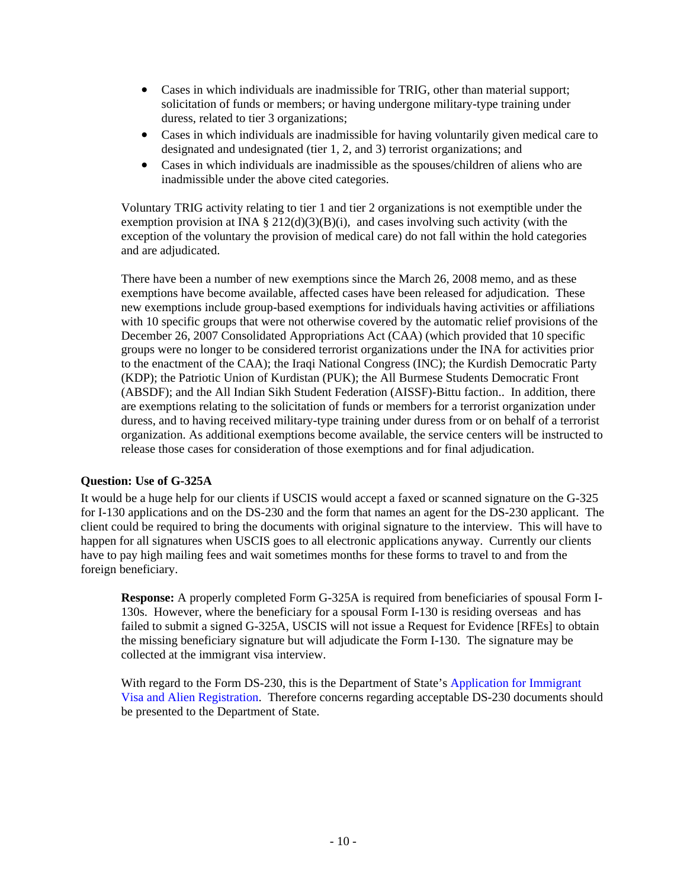- Cases in which individuals are inadmissible for TRIG, other than material support; solicitation of funds or members; or having undergone military-type training under duress, related to tier 3 organizations;
- Cases in which individuals are inadmissible for having voluntarily given medical care to designated and undesignated (tier 1, 2, and 3) terrorist organizations; and
- Cases in which individuals are inadmissible as the spouses/children of aliens who are inadmissible under the above cited categories.

Voluntary TRIG activity relating to tier 1 and tier 2 organizations is not exemptible under the exemption provision at INA § 212(d)(3)(B)(i), and cases involving such activity (with the exception of the voluntary the provision of medical care) do not fall within the hold categories and are adjudicated.

There have been a number of new exemptions since the March 26, 2008 memo, and as these exemptions have become available, affected cases have been released for adjudication. These new exemptions include group-based exemptions for individuals having activities or affiliations with 10 specific groups that were not otherwise covered by the automatic relief provisions of the December 26, 2007 Consolidated Appropriations Act (CAA) (which provided that 10 specific groups were no longer to be considered terrorist organizations under the INA for activities prior to the enactment of the CAA); the Iraqi National Congress (INC); the Kurdish Democratic Party (KDP); the Patriotic Union of Kurdistan (PUK); the All Burmese Students Democratic Front (ABSDF); and the All Indian Sikh Student Federation (AISSF)-Bittu faction.. In addition, there are exemptions relating to the solicitation of funds or members for a terrorist organization under duress, and to having received military-type training under duress from or on behalf of a terrorist organization. As additional exemptions become available, the service centers will be instructed to release those cases for consideration of those exemptions and for final adjudication.

**Question: Use of G-325A**

It would be a huge help for our clients if USCIS would accept a faxed or scanned signature on the G-325 for I-130 applications and on the DS-230 and the form that names an agent for the DS-230 applicant. The client could be required to bring the documents with original signature to the interview. This will have to happen for all signatures when USCIS goes to all electronic applications anyway. Currently our clients have to pay high mailing fees and wait sometimes months for these forms to travel to and from the foreign beneficiary.

**Response:** A properly completed Form G-325A is required from beneficiaries of spousal Form I-130s. However, where the beneficiary for a spousal Form I-130 is residing overseas and has failed to submit a signed G-325A, USCIS will not issue a Request for Evidence [RFEs] to obtain the missing beneficiary signature but will adjudicate the Form I-130. The signature may be collected at the immigrant visa interview.

With regard to the Form DS-230, this is the Department of State's Application for Immigrant Visa and Alien Registration. Therefore concerns regarding acceptable DS-230 documents should be presented to the Department of State.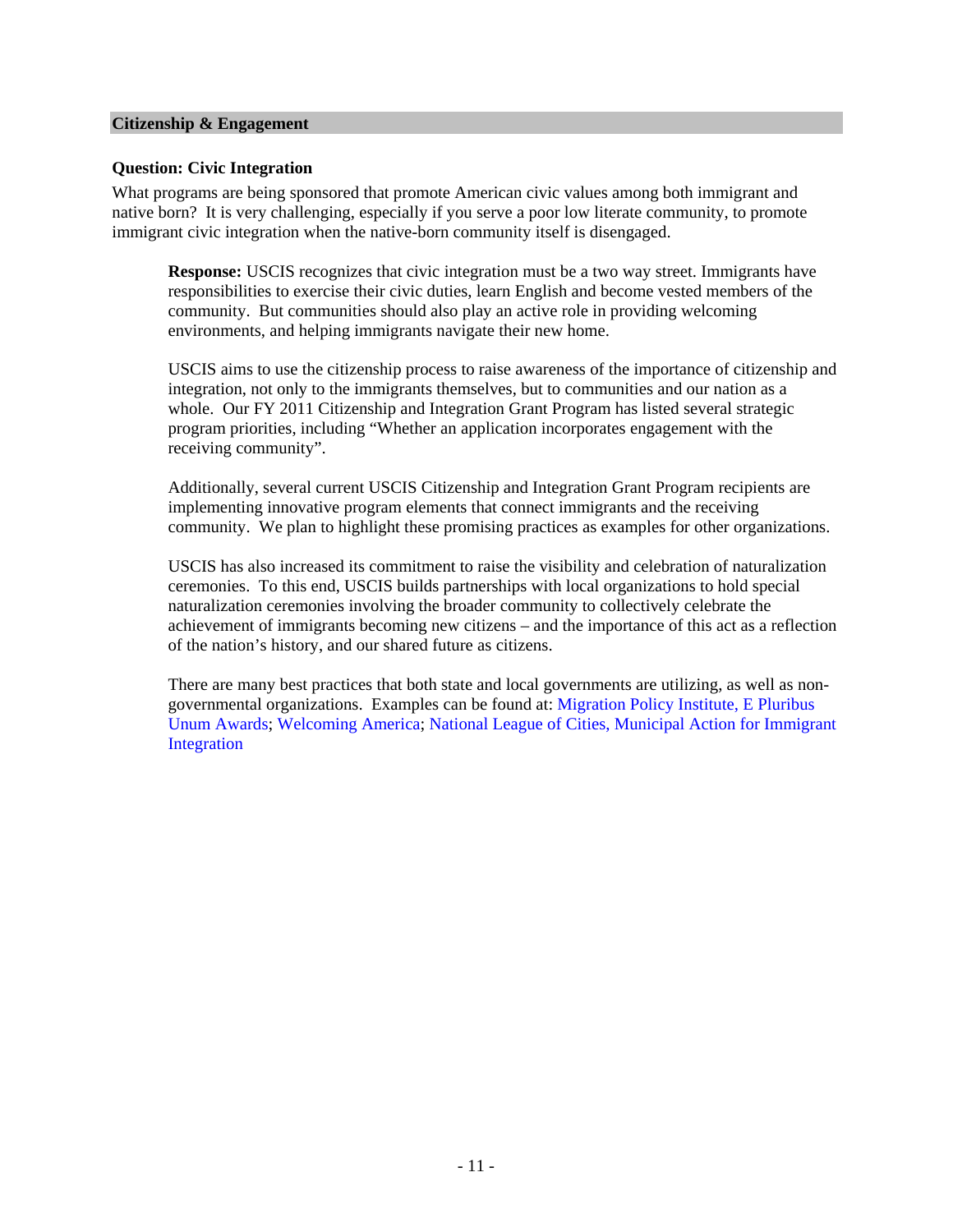## Citizenship & Engagement

### Question: Civic Integration

What programs are being sponsored that promote American civic values among both immigrant and native born? It is very challenging, especially if you serve a poor low literate community, to promote immigrant civic integration when the native-born community itself is disengaged.

> **Response:** USCIS recognizes that civic integration must be a two way street. Immigrants have responsibilities to exercise their civic duties, learn English and become vested members of the community. But communities should also play an active role in providing welcoming environments, and helping immigrants navigate their new home.
>
> USCIS aims to use the citizenship process to raise awareness of the importance of citizenship and integration, not only to the immigrants themselves, but to communities and our nation as a whole. Our FY 2011 Citizenship and Integration Grant Program has listed several strategic program priorities, including "Whether an application incorporates engagement with the receiving community".
>
> Additionally, several current USCIS Citizenship and Integration Grant Program recipients are implementing innovative program elements that connect immigrants and the receiving community. We plan to highlight these promising practices as examples for other organizations.
>
> USCIS has also increased its commitment to raise the visibility and celebration of naturalization ceremonies. To this end, USCIS builds partnerships with local organizations to hold special naturalization ceremonies involving the broader community to collectively celebrate the achievement of immigrants becoming new citizens – and the importance of this act as a reflection of the nation's history, and our shared future as citizens.
>
> There are many best practices that both state and local governments are utilizing, as well as non-governmental organizations. Examples can be found at: Migration Policy Institute, E Pluribus Unum Awards; Welcoming America; National League of Cities, Municipal Action for Immigrant Integration